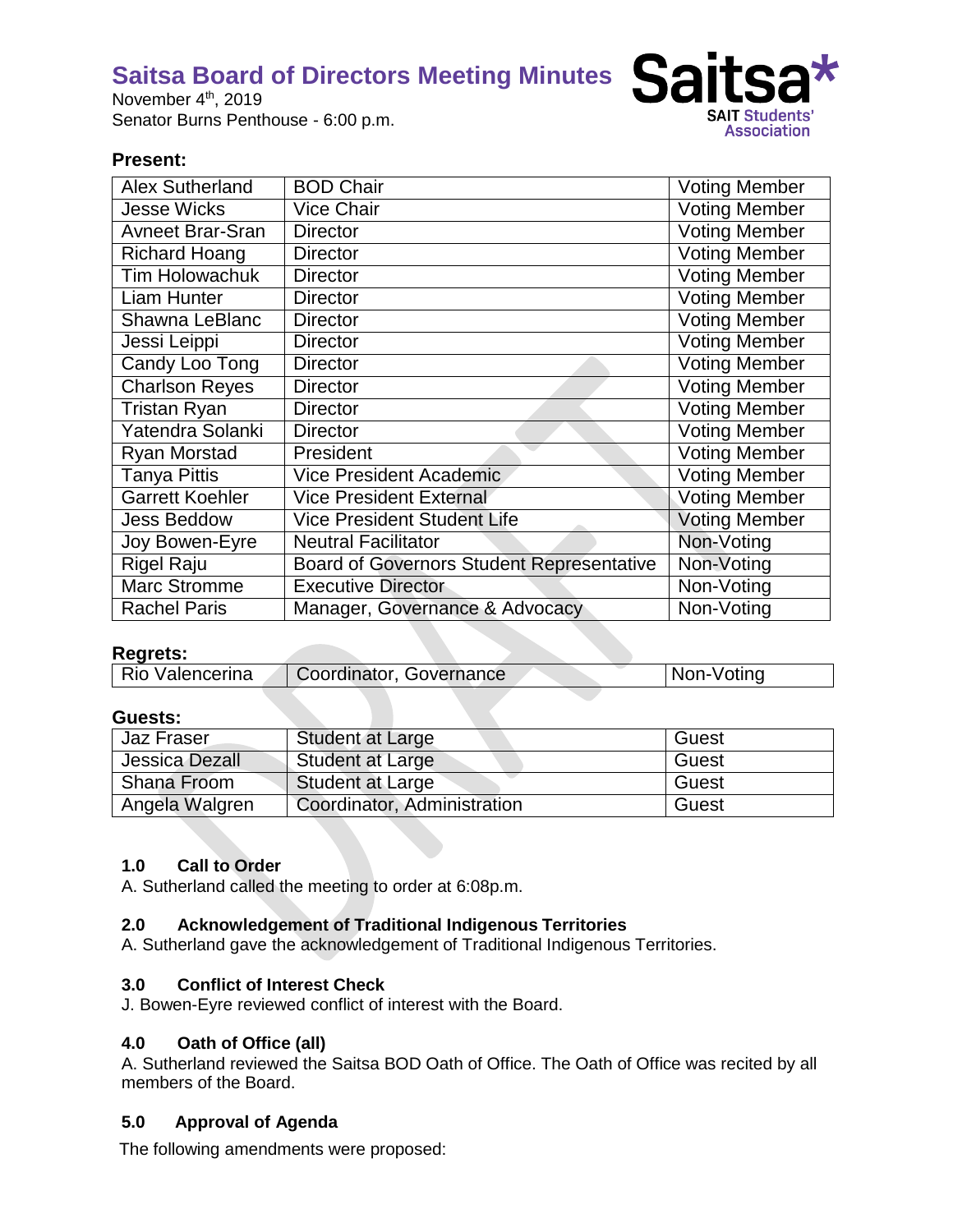# Saitsa Board of Directors Meeting Minutes

November 4th, 2019
Senator Burns Penthouse - 6:00 p.m.

**Present:**

| | | |
|---|---|---|
| Alex Sutherland | BOD Chair | Voting Member |
| Jesse Wicks | Vice Chair | Voting Member |
| Avneet Brar-Sran | Director | Voting Member |
| Richard Hoang | Director | Voting Member |
| Tim Holowachuk | Director | Voting Member |
| Liam Hunter | Director | Voting Member |
| Shawna LeBlanc | Director | Voting Member |
| Jessi Leippi | Director | Voting Member |
| Candy Loo Tong | Director | Voting Member |
| Charlson Reyes | Director | Voting Member |
| Tristan Ryan | Director | Voting Member |
| Yatendra Solanki | Director | Voting Member |
| Ryan Morstad | President | Voting Member |
| Tanya Pittis | Vice President Academic | Voting Member |
| Garrett Koehler | Vice President External | Voting Member |
| Jess Beddow | Vice President Student Life | Voting Member |
| Joy Bowen-Eyre | Neutral Facilitator | Non-Voting |
| Rigel Raju | Board of Governors Student Representative | Non-Voting |
| Marc Stromme | Executive Director | Non-Voting |
| Rachel Paris | Manager, Governance & Advocacy | Non-Voting |

**Regrets:**

| | | |
|---|---|---|
| Rio Valencerina | Coordinator, Governance | Non-Voting |

**Guests:**

| | | |
|---|---|---|
| Jaz Fraser | Student at Large | Guest |
| Jessica Dezall | Student at Large | Guest |
| Shana Froom | Student at Large | Guest |
| Angela Walgren | Coordinator, Administration | Guest |

### 1.0 Call to Order

A. Sutherland called the meeting to order at 6:08p.m.

### 2.0 Acknowledgement of Traditional Indigenous Territories

A. Sutherland gave the acknowledgement of Traditional Indigenous Territories.

### 3.0 Conflict of Interest Check

J. Bowen-Eyre reviewed conflict of interest with the Board.

### 4.0 Oath of Office (all)

A. Sutherland reviewed the Saitsa BOD Oath of Office. The Oath of Office was recited by all members of the Board.

### 5.0 Approval of Agenda

The following amendments were proposed: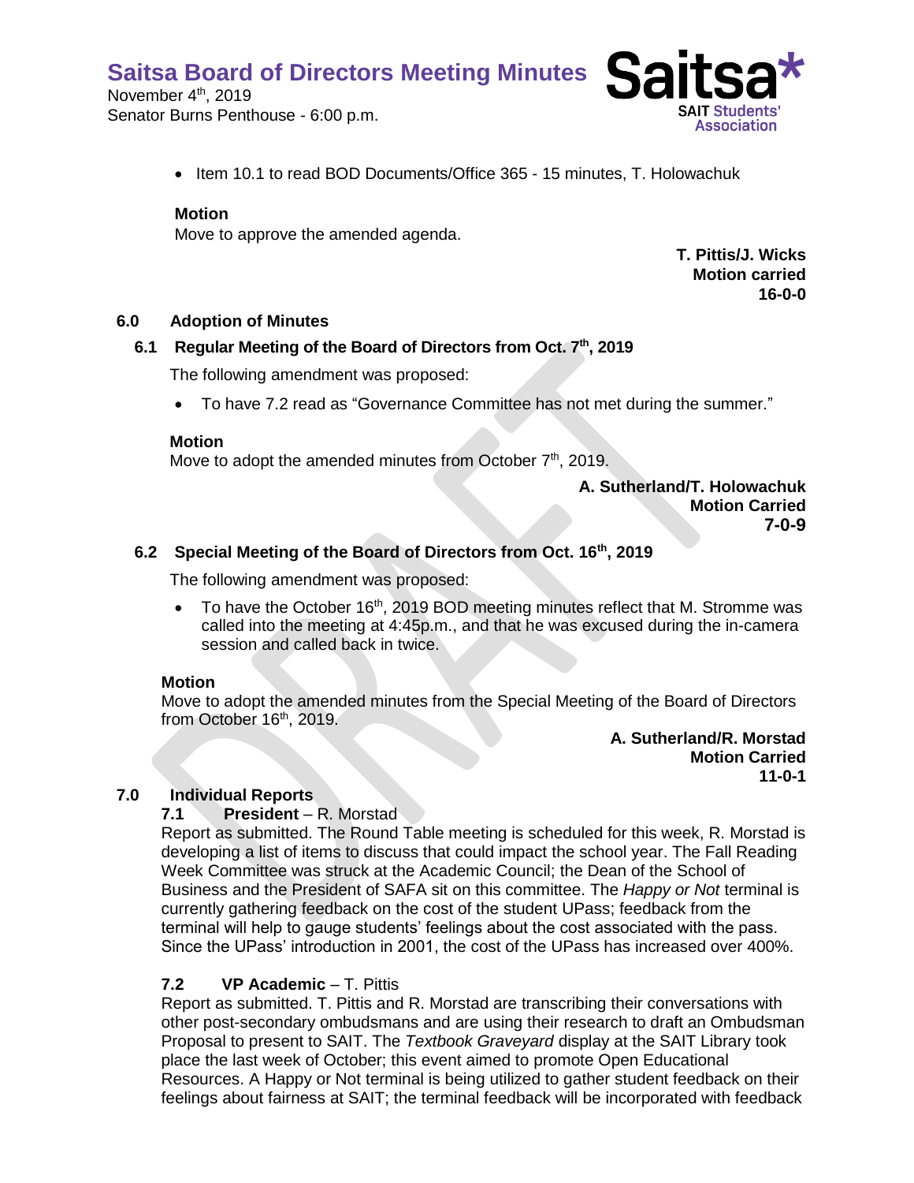- Item 10.1 to read BOD Documents/Office 365 - 15 minutes, T. Holowachuk

**Motion**
Move to approve the amended agenda.

**T. Pittis/J. Wicks**
**Motion carried**
**16-0-0**

## 6.0 Adoption of Minutes

### 6.1 Regular Meeting of the Board of Directors from Oct. 7th, 2019

The following amendment was proposed:

- To have 7.2 read as "Governance Committee has not met during the summer."

**Motion**
Move to adopt the amended minutes from October 7th, 2019.

**A. Sutherland/T. Holowachuk**
**Motion Carried**
**7-0-9**

### 6.2 Special Meeting of the Board of Directors from Oct. 16th, 2019

The following amendment was proposed:

- To have the October 16th, 2019 BOD meeting minutes reflect that M. Stromme was called into the meeting at 4:45p.m., and that he was excused during the in-camera session and called back in twice.

**Motion**
Move to adopt the amended minutes from the Special Meeting of the Board of Directors from October 16th, 2019.

**A. Sutherland/R. Morstad**
**Motion Carried**
**11-0-1**

## 7.0 Individual Reports

### 7.1 President – R. Morstad

Report as submitted. The Round Table meeting is scheduled for this week, R. Morstad is developing a list of items to discuss that could impact the school year. The Fall Reading Week Committee was struck at the Academic Council; the Dean of the School of Business and the President of SAFA sit on this committee. The *Happy or Not* terminal is currently gathering feedback on the cost of the student UPass; feedback from the terminal will help to gauge students' feelings about the cost associated with the pass. Since the UPass' introduction in 2001, the cost of the UPass has increased over 400%.

### 7.2 VP Academic – T. Pittis

Report as submitted. T. Pittis and R. Morstad are transcribing their conversations with other post-secondary ombudsmans and are using their research to draft an Ombudsman Proposal to present to SAIT. The *Textbook Graveyard* display at the SAIT Library took place the last week of October; this event aimed to promote Open Educational Resources. A Happy or Not terminal is being utilized to gather student feedback on their feelings about fairness at SAIT; the terminal feedback will be incorporated with feedback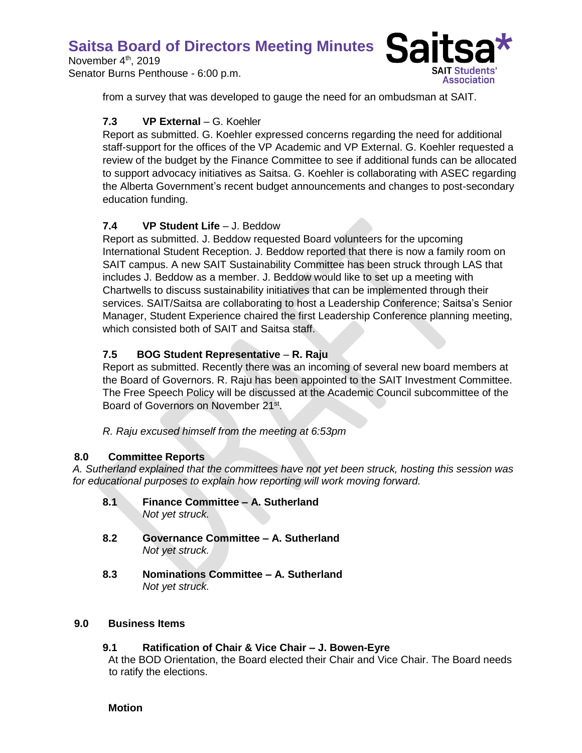from a survey that was developed to gauge the need for an ombudsman at SAIT.

### 7.3 VP External – G. Koehler

Report as submitted. G. Koehler expressed concerns regarding the need for additional staff-support for the offices of the VP Academic and VP External. G. Koehler requested a review of the budget by the Finance Committee to see if additional funds can be allocated to support advocacy initiatives as Saitsa. G. Koehler is collaborating with ASEC regarding the Alberta Government's recent budget announcements and changes to post-secondary education funding.

### 7.4 VP Student Life – J. Beddow

Report as submitted. J. Beddow requested Board volunteers for the upcoming International Student Reception. J. Beddow reported that there is now a family room on SAIT campus. A new SAIT Sustainability Committee has been struck through LAS that includes J. Beddow as a member. J. Beddow would like to set up a meeting with Chartwells to discuss sustainability initiatives that can be implemented through their services. SAIT/Saitsa are collaborating to host a Leadership Conference; Saitsa's Senior Manager, Student Experience chaired the first Leadership Conference planning meeting, which consisted both of SAIT and Saitsa staff.

### 7.5 BOG Student Representative – R. Raju

Report as submitted. Recently there was an incoming of several new board members at the Board of Governors. R. Raju has been appointed to the SAIT Investment Committee. The Free Speech Policy will be discussed at the Academic Council subcommittee of the Board of Governors on November 21st.

*R. Raju excused himself from the meeting at 6:53pm*

## 8.0 Committee Reports

*A. Sutherland explained that the committees have not yet been struck, hosting this session was for educational purposes to explain how reporting will work moving forward.*

### 8.1 Finance Committee – A. Sutherland

*Not yet struck.*

### 8.2 Governance Committee – A. Sutherland

*Not yet struck.*

### 8.3 Nominations Committee – A. Sutherland

*Not yet struck.*

## 9.0 Business Items

### 9.1 Ratification of Chair & Vice Chair – J. Bowen-Eyre

At the BOD Orientation, the Board elected their Chair and Vice Chair. The Board needs to ratify the elections.

**Motion**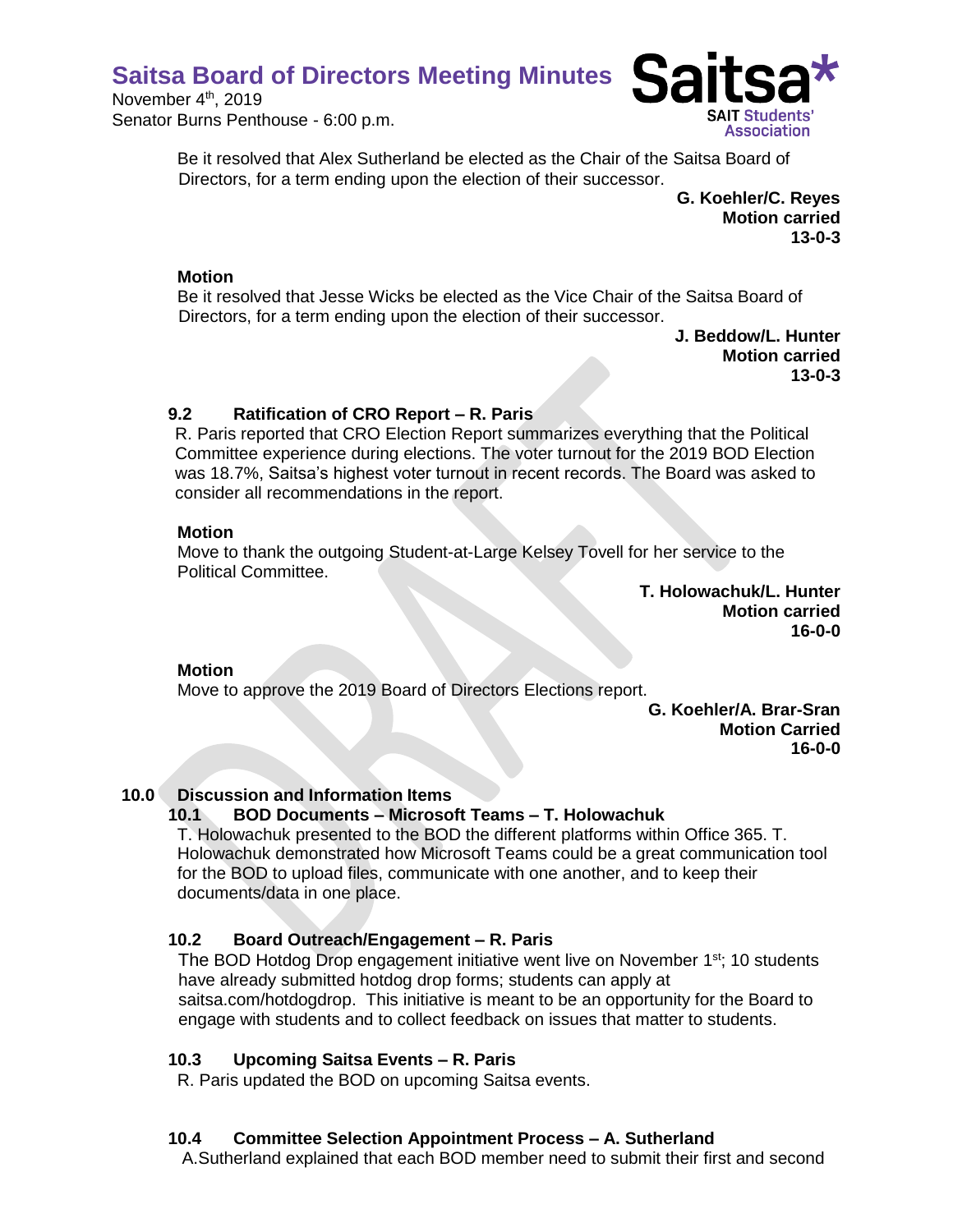Be it resolved that Alex Sutherland be elected as the Chair of the Saitsa Board of Directors, for a term ending upon the election of their successor.

**G. Koehler/C. Reyes**
**Motion carried**
**13-0-3**

**Motion**

Be it resolved that Jesse Wicks be elected as the Vice Chair of the Saitsa Board of Directors, for a term ending upon the election of their successor.

**J. Beddow/L. Hunter**
**Motion carried**
**13-0-3**

### 9.2 Ratification of CRO Report – R. Paris

R. Paris reported that CRO Election Report summarizes everything that the Political Committee experience during elections. The voter turnout for the 2019 BOD Election was 18.7%, Saitsa's highest voter turnout in recent records. The Board was asked to consider all recommendations in the report.

**Motion**

Move to thank the outgoing Student-at-Large Kelsey Tovell for her service to the Political Committee.

**T. Holowachuk/L. Hunter**
**Motion carried**
**16-0-0**

**Motion**

Move to approve the 2019 Board of Directors Elections report.

**G. Koehler/A. Brar-Sran**
**Motion Carried**
**16-0-0**

## 10.0 Discussion and Information Items

### 10.1 BOD Documents – Microsoft Teams – T. Holowachuk

T. Holowachuk presented to the BOD the different platforms within Office 365. T. Holowachuk demonstrated how Microsoft Teams could be a great communication tool for the BOD to upload files, communicate with one another, and to keep their documents/data in one place.

### 10.2 Board Outreach/Engagement – R. Paris

The BOD Hotdog Drop engagement initiative went live on November 1st; 10 students have already submitted hotdog drop forms; students can apply at saitsa.com/hotdogdrop. This initiative is meant to be an opportunity for the Board to engage with students and to collect feedback on issues that matter to students.

### 10.3 Upcoming Saitsa Events – R. Paris

R. Paris updated the BOD on upcoming Saitsa events.

### 10.4 Committee Selection Appointment Process – A. Sutherland

A.Sutherland explained that each BOD member need to submit their first and second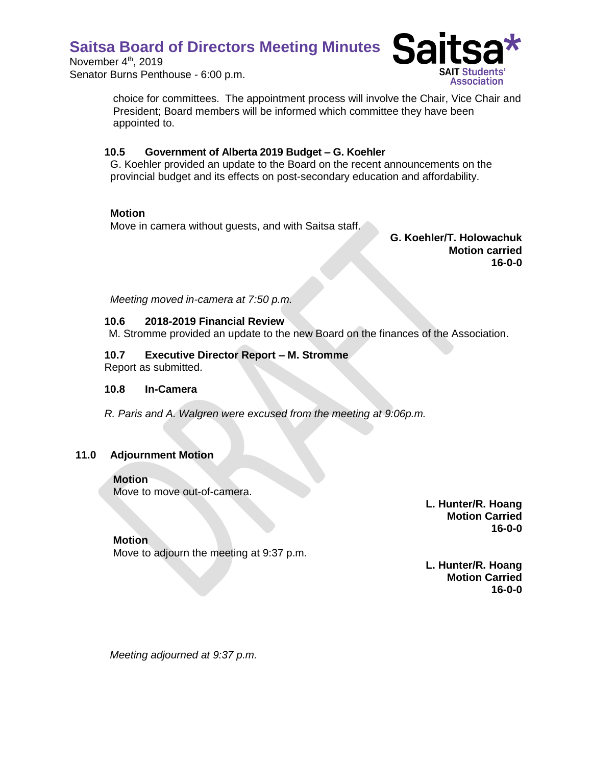choice for committees. The appointment process will involve the Chair, Vice Chair and President; Board members will be informed which committee they have been appointed to.

### 10.5 Government of Alberta 2019 Budget – G. Koehler

G. Koehler provided an update to the Board on the recent announcements on the provincial budget and its effects on post-secondary education and affordability.

**Motion**

Move in camera without guests, and with Saitsa staff.

**G. Koehler/T. Holowachuk**
**Motion carried**
**16-0-0**

*Meeting moved in-camera at 7:50 p.m.*

### 10.6 2018-2019 Financial Review

M. Stromme provided an update to the new Board on the finances of the Association.

### 10.7 Executive Director Report – M. Stromme

Report as submitted.

### 10.8 In-Camera

*R. Paris and A. Walgren were excused from the meeting at 9:06p.m.*

## 11.0 Adjournment Motion

**Motion**

Move to move out-of-camera.

**L. Hunter/R. Hoang**
**Motion Carried**
**16-0-0**

**Motion**

Move to adjourn the meeting at 9:37 p.m.

**L. Hunter/R. Hoang**
**Motion Carried**
**16-0-0**

*Meeting adjourned at 9:37 p.m.*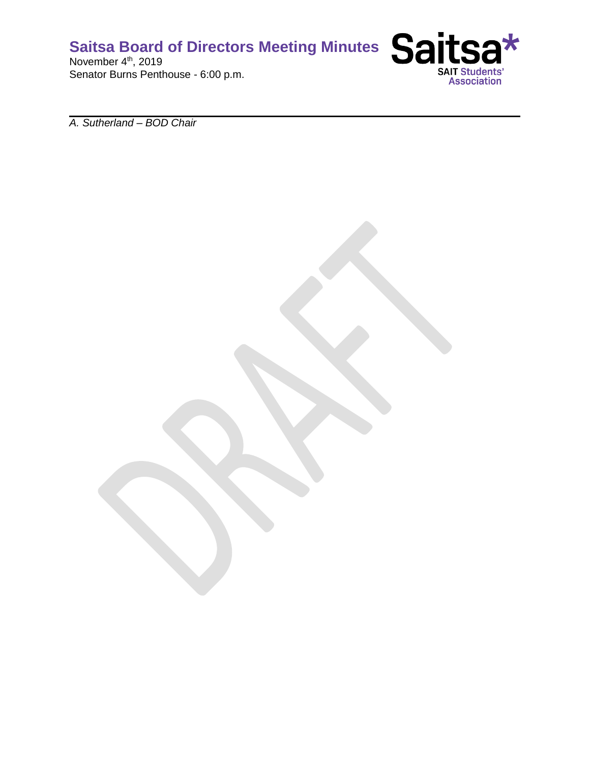*A. Sutherland – BOD Chair*